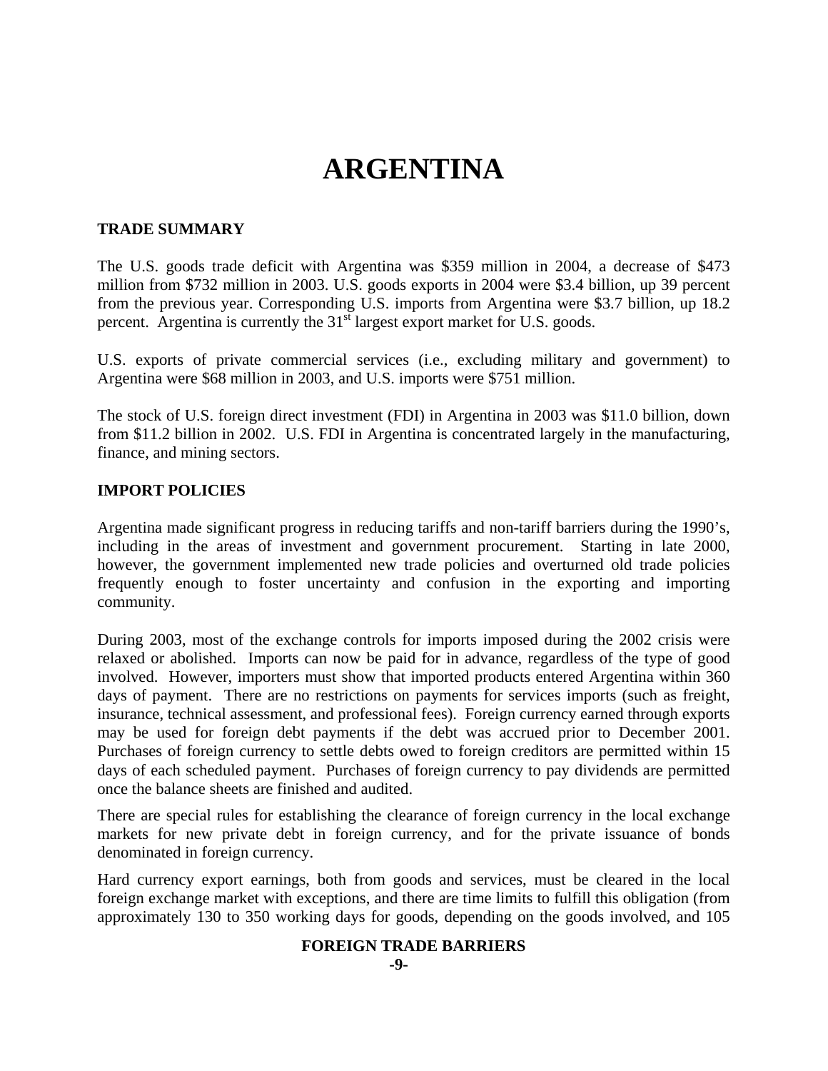# ARGENTINA

## TRADE SUMMARY

The U.S. goods trade deficit with Argentina was $359 million in 2004, a decrease of $473 million from $732 million in 2003. U.S. goods exports in 2004 were $3.4 billion, up 39 percent from the previous year. Corresponding U.S. imports from Argentina were $3.7 billion, up 18.2 percent. Argentina is currently the 31st largest export market for U.S. goods.

U.S. exports of private commercial services (i.e., excluding military and government) to Argentina were $68 million in 2003, and U.S. imports were $751 million.

The stock of U.S. foreign direct investment (FDI) in Argentina in 2003 was $11.0 billion, down from $11.2 billion in 2002. U.S. FDI in Argentina is concentrated largely in the manufacturing, finance, and mining sectors.

## IMPORT POLICIES

Argentina made significant progress in reducing tariffs and non-tariff barriers during the 1990's, including in the areas of investment and government procurement. Starting in late 2000, however, the government implemented new trade policies and overturned old trade policies frequently enough to foster uncertainty and confusion in the exporting and importing community.

During 2003, most of the exchange controls for imports imposed during the 2002 crisis were relaxed or abolished. Imports can now be paid for in advance, regardless of the type of good involved. However, importers must show that imported products entered Argentina within 360 days of payment. There are no restrictions on payments for services imports (such as freight, insurance, technical assessment, and professional fees). Foreign currency earned through exports may be used for foreign debt payments if the debt was accrued prior to December 2001. Purchases of foreign currency to settle debts owed to foreign creditors are permitted within 15 days of each scheduled payment. Purchases of foreign currency to pay dividends are permitted once the balance sheets are finished and audited.

There are special rules for establishing the clearance of foreign currency in the local exchange markets for new private debt in foreign currency, and for the private issuance of bonds denominated in foreign currency.

Hard currency export earnings, both from goods and services, must be cleared in the local foreign exchange market with exceptions, and there are time limits to fulfill this obligation (from approximately 130 to 350 working days for goods, depending on the goods involved, and 105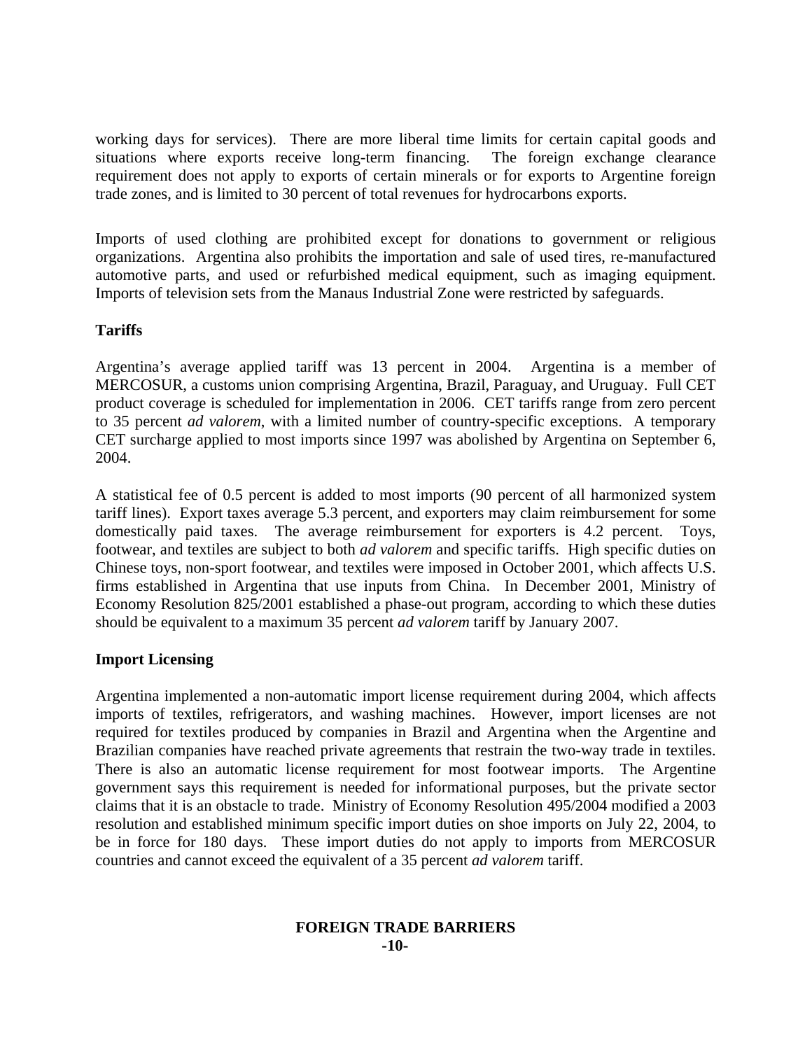working days for services). There are more liberal time limits for certain capital goods and situations where exports receive long-term financing. The foreign exchange clearance requirement does not apply to exports of certain minerals or for exports to Argentine foreign trade zones, and is limited to 30 percent of total revenues for hydrocarbons exports.

Imports of used clothing are prohibited except for donations to government or religious organizations. Argentina also prohibits the importation and sale of used tires, re-manufactured automotive parts, and used or refurbished medical equipment, such as imaging equipment. Imports of television sets from the Manaus Industrial Zone were restricted by safeguards.

**Tariffs**

Argentina's average applied tariff was 13 percent in 2004. Argentina is a member of MERCOSUR, a customs union comprising Argentina, Brazil, Paraguay, and Uruguay. Full CET product coverage is scheduled for implementation in 2006. CET tariffs range from zero percent to 35 percent *ad valorem*, with a limited number of country-specific exceptions. A temporary CET surcharge applied to most imports since 1997 was abolished by Argentina on September 6, 2004.

A statistical fee of 0.5 percent is added to most imports (90 percent of all harmonized system tariff lines). Export taxes average 5.3 percent, and exporters may claim reimbursement for some domestically paid taxes. The average reimbursement for exporters is 4.2 percent. Toys, footwear, and textiles are subject to both *ad valorem* and specific tariffs. High specific duties on Chinese toys, non-sport footwear, and textiles were imposed in October 2001, which affects U.S. firms established in Argentina that use inputs from China. In December 2001, Ministry of Economy Resolution 825/2001 established a phase-out program, according to which these duties should be equivalent to a maximum 35 percent *ad valorem* tariff by January 2007.

**Import Licensing**

Argentina implemented a non-automatic import license requirement during 2004, which affects imports of textiles, refrigerators, and washing machines. However, import licenses are not required for textiles produced by companies in Brazil and Argentina when the Argentine and Brazilian companies have reached private agreements that restrain the two-way trade in textiles. There is also an automatic license requirement for most footwear imports. The Argentine government says this requirement is needed for informational purposes, but the private sector claims that it is an obstacle to trade. Ministry of Economy Resolution 495/2004 modified a 2003 resolution and established minimum specific import duties on shoe imports on July 22, 2004, to be in force for 180 days. These import duties do not apply to imports from MERCOSUR countries and cannot exceed the equivalent of a 35 percent *ad valorem* tariff.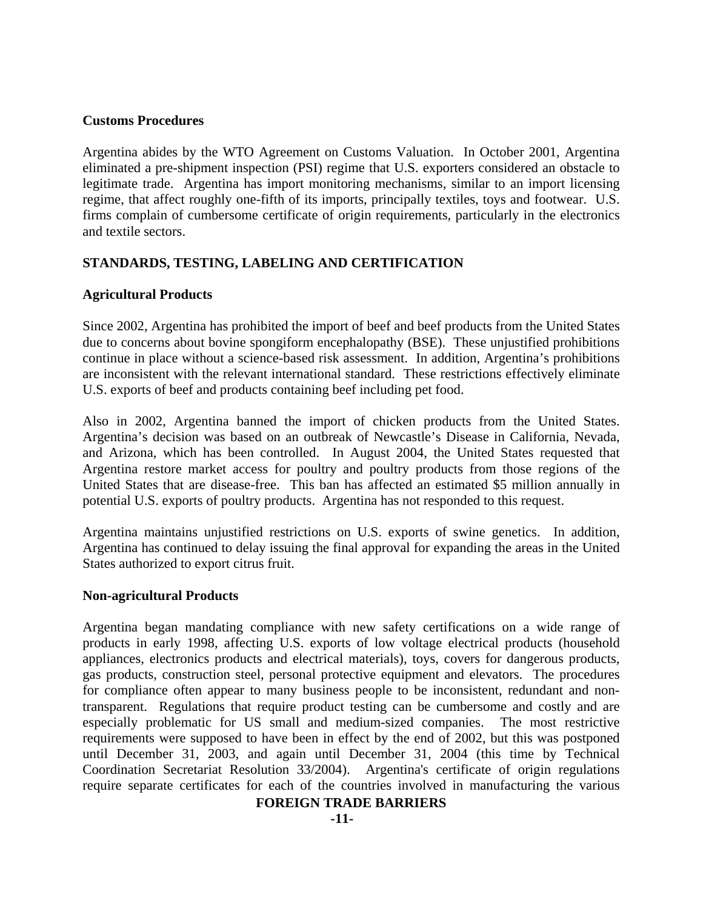**Customs Procedures**

Argentina abides by the WTO Agreement on Customs Valuation. In October 2001, Argentina eliminated a pre-shipment inspection (PSI) regime that U.S. exporters considered an obstacle to legitimate trade. Argentina has import monitoring mechanisms, similar to an import licensing regime, that affect roughly one-fifth of its imports, principally textiles, toys and footwear. U.S. firms complain of cumbersome certificate of origin requirements, particularly in the electronics and textile sectors.

## STANDARDS, TESTING, LABELING AND CERTIFICATION

**Agricultural Products**

Since 2002, Argentina has prohibited the import of beef and beef products from the United States due to concerns about bovine spongiform encephalopathy (BSE). These unjustified prohibitions continue in place without a science-based risk assessment. In addition, Argentina's prohibitions are inconsistent with the relevant international standard. These restrictions effectively eliminate U.S. exports of beef and products containing beef including pet food.

Also in 2002, Argentina banned the import of chicken products from the United States. Argentina's decision was based on an outbreak of Newcastle's Disease in California, Nevada, and Arizona, which has been controlled. In August 2004, the United States requested that Argentina restore market access for poultry and poultry products from those regions of the United States that are disease-free. This ban has affected an estimated $5 million annually in potential U.S. exports of poultry products. Argentina has not responded to this request.

Argentina maintains unjustified restrictions on U.S. exports of swine genetics. In addition, Argentina has continued to delay issuing the final approval for expanding the areas in the United States authorized to export citrus fruit.

**Non-agricultural Products**

Argentina began mandating compliance with new safety certifications on a wide range of products in early 1998, affecting U.S. exports of low voltage electrical products (household appliances, electronics products and electrical materials), toys, covers for dangerous products, gas products, construction steel, personal protective equipment and elevators. The procedures for compliance often appear to many business people to be inconsistent, redundant and non-transparent. Regulations that require product testing can be cumbersome and costly and are especially problematic for US small and medium-sized companies. The most restrictive requirements were supposed to have been in effect by the end of 2002, but this was postponed until December 31, 2003, and again until December 31, 2004 (this time by Technical Coordination Secretariat Resolution 33/2004). Argentina's certificate of origin regulations require separate certificates for each of the countries involved in manufacturing the various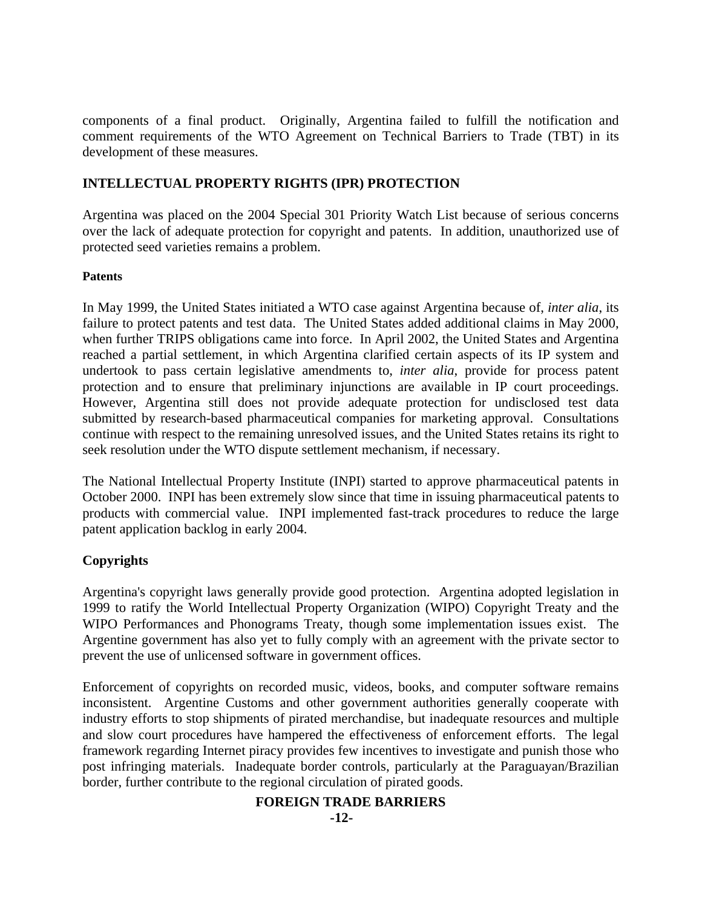components of a final product. Originally, Argentina failed to fulfill the notification and comment requirements of the WTO Agreement on Technical Barriers to Trade (TBT) in its development of these measures.

## INTELLECTUAL PROPERTY RIGHTS (IPR) PROTECTION

Argentina was placed on the 2004 Special 301 Priority Watch List because of serious concerns over the lack of adequate protection for copyright and patents. In addition, unauthorized use of protected seed varieties remains a problem.

### Patents

In May 1999, the United States initiated a WTO case against Argentina because of, *inter alia*, its failure to protect patents and test data. The United States added additional claims in May 2000, when further TRIPS obligations came into force. In April 2002, the United States and Argentina reached a partial settlement, in which Argentina clarified certain aspects of its IP system and undertook to pass certain legislative amendments to, *inter alia*, provide for process patent protection and to ensure that preliminary injunctions are available in IP court proceedings. However, Argentina still does not provide adequate protection for undisclosed test data submitted by research-based pharmaceutical companies for marketing approval. Consultations continue with respect to the remaining unresolved issues, and the United States retains its right to seek resolution under the WTO dispute settlement mechanism, if necessary.

The National Intellectual Property Institute (INPI) started to approve pharmaceutical patents in October 2000. INPI has been extremely slow since that time in issuing pharmaceutical patents to products with commercial value. INPI implemented fast-track procedures to reduce the large patent application backlog in early 2004.

### Copyrights

Argentina's copyright laws generally provide good protection. Argentina adopted legislation in 1999 to ratify the World Intellectual Property Organization (WIPO) Copyright Treaty and the WIPO Performances and Phonograms Treaty, though some implementation issues exist. The Argentine government has also yet to fully comply with an agreement with the private sector to prevent the use of unlicensed software in government offices.

Enforcement of copyrights on recorded music, videos, books, and computer software remains inconsistent. Argentine Customs and other government authorities generally cooperate with industry efforts to stop shipments of pirated merchandise, but inadequate resources and multiple and slow court procedures have hampered the effectiveness of enforcement efforts. The legal framework regarding Internet piracy provides few incentives to investigate and punish those who post infringing materials. Inadequate border controls, particularly at the Paraguayan/Brazilian border, further contribute to the regional circulation of pirated goods.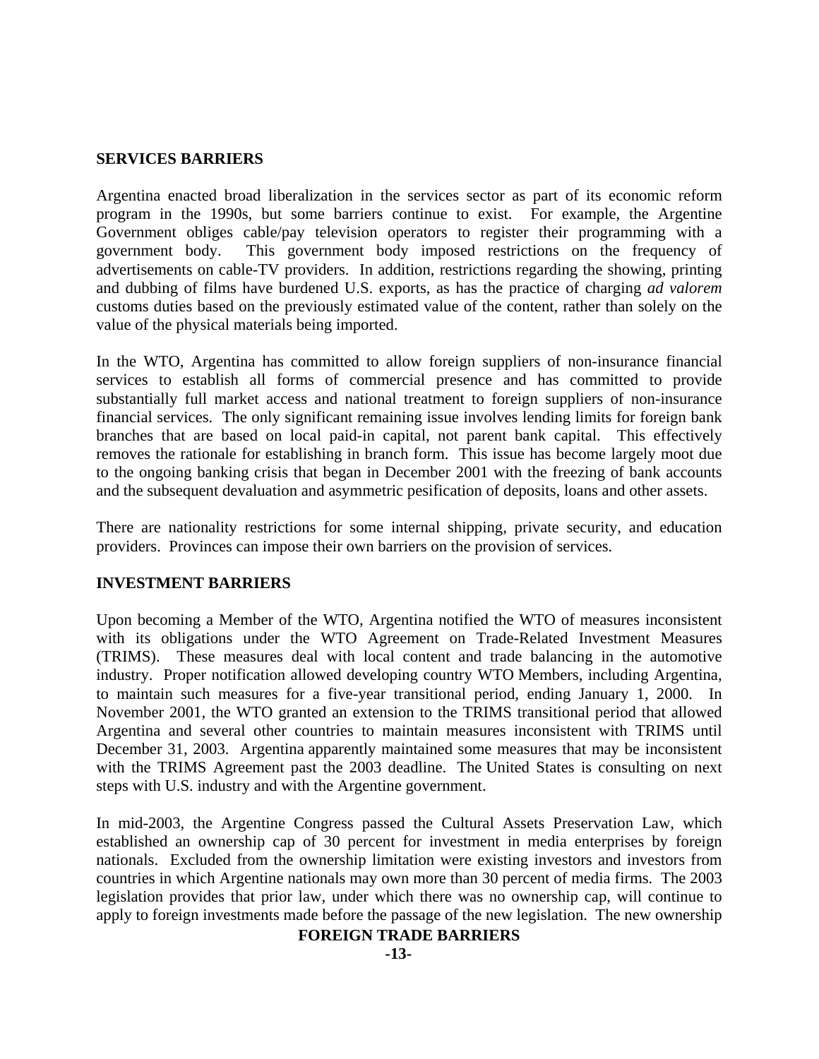## SERVICES BARRIERS

Argentina enacted broad liberalization in the services sector as part of its economic reform program in the 1990s, but some barriers continue to exist. For example, the Argentine Government obliges cable/pay television operators to register their programming with a government body. This government body imposed restrictions on the frequency of advertisements on cable-TV providers. In addition, restrictions regarding the showing, printing and dubbing of films have burdened U.S. exports, as has the practice of charging *ad valorem* customs duties based on the previously estimated value of the content, rather than solely on the value of the physical materials being imported.

In the WTO, Argentina has committed to allow foreign suppliers of non-insurance financial services to establish all forms of commercial presence and has committed to provide substantially full market access and national treatment to foreign suppliers of non-insurance financial services. The only significant remaining issue involves lending limits for foreign bank branches that are based on local paid-in capital, not parent bank capital. This effectively removes the rationale for establishing in branch form. This issue has become largely moot due to the ongoing banking crisis that began in December 2001 with the freezing of bank accounts and the subsequent devaluation and asymmetric pesification of deposits, loans and other assets.

There are nationality restrictions for some internal shipping, private security, and education providers. Provinces can impose their own barriers on the provision of services.

## INVESTMENT BARRIERS

Upon becoming a Member of the WTO, Argentina notified the WTO of measures inconsistent with its obligations under the WTO Agreement on Trade-Related Investment Measures (TRIMS). These measures deal with local content and trade balancing in the automotive industry. Proper notification allowed developing country WTO Members, including Argentina, to maintain such measures for a five-year transitional period, ending January 1, 2000. In November 2001, the WTO granted an extension to the TRIMS transitional period that allowed Argentina and several other countries to maintain measures inconsistent with TRIMS until December 31, 2003. Argentina apparently maintained some measures that may be inconsistent with the TRIMS Agreement past the 2003 deadline. The United States is consulting on next steps with U.S. industry and with the Argentine government.

In mid-2003, the Argentine Congress passed the Cultural Assets Preservation Law, which established an ownership cap of 30 percent for investment in media enterprises by foreign nationals. Excluded from the ownership limitation were existing investors and investors from countries in which Argentine nationals may own more than 30 percent of media firms. The 2003 legislation provides that prior law, under which there was no ownership cap, will continue to apply to foreign investments made before the passage of the new legislation. The new ownership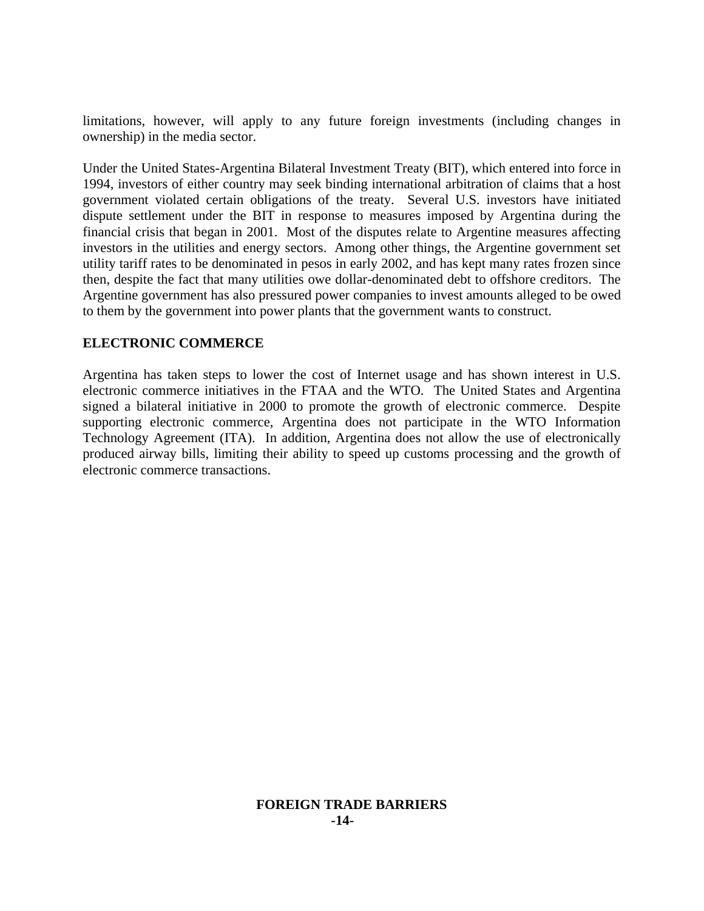limitations, however, will apply to any future foreign investments (including changes in ownership) in the media sector.

Under the United States-Argentina Bilateral Investment Treaty (BIT), which entered into force in 1994, investors of either country may seek binding international arbitration of claims that a host government violated certain obligations of the treaty. Several U.S. investors have initiated dispute settlement under the BIT in response to measures imposed by Argentina during the financial crisis that began in 2001. Most of the disputes relate to Argentine measures affecting investors in the utilities and energy sectors. Among other things, the Argentine government set utility tariff rates to be denominated in pesos in early 2002, and has kept many rates frozen since then, despite the fact that many utilities owe dollar-denominated debt to offshore creditors. The Argentine government has also pressured power companies to invest amounts alleged to be owed to them by the government into power plants that the government wants to construct.

**ELECTRONIC COMMERCE**

Argentina has taken steps to lower the cost of Internet usage and has shown interest in U.S. electronic commerce initiatives in the FTAA and the WTO. The United States and Argentina signed a bilateral initiative in 2000 to promote the growth of electronic commerce. Despite supporting electronic commerce, Argentina does not participate in the WTO Information Technology Agreement (ITA). In addition, Argentina does not allow the use of electronically produced airway bills, limiting their ability to speed up customs processing and the growth of electronic commerce transactions.